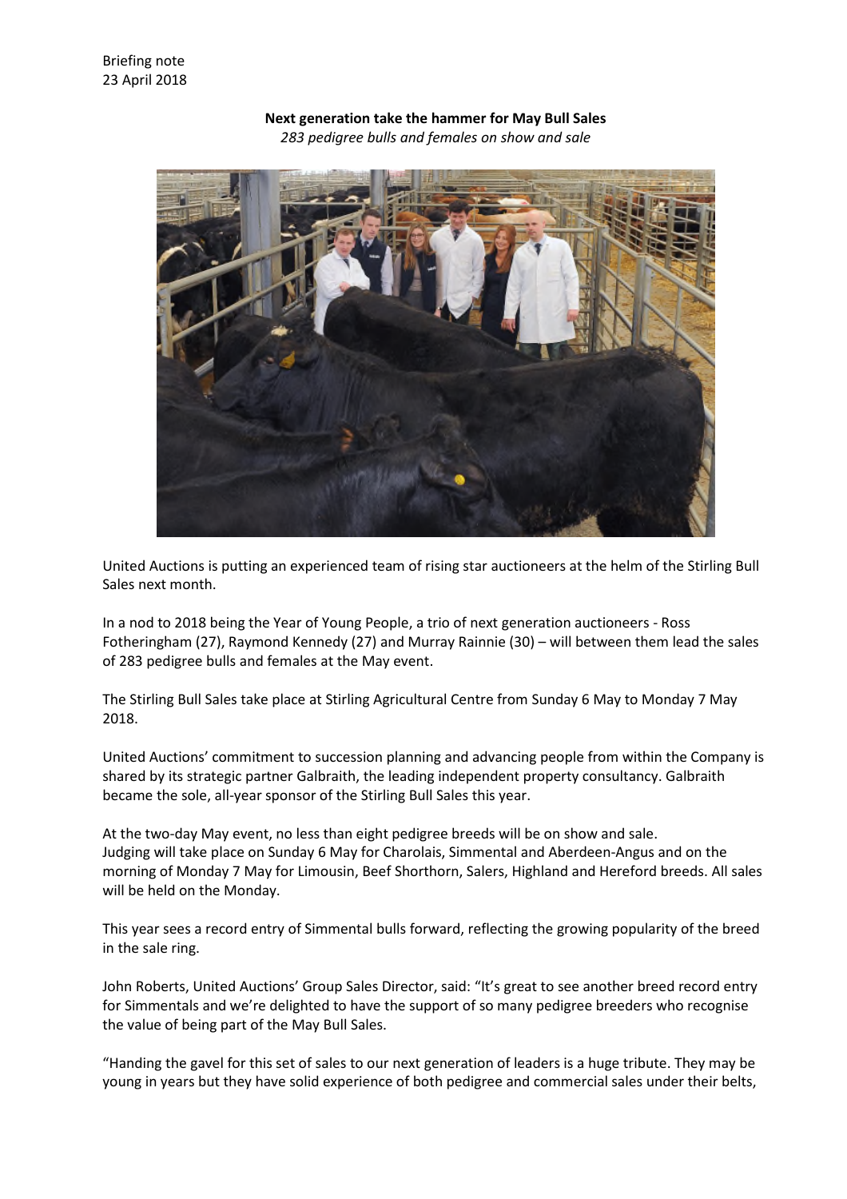Briefing note
23 April 2018

**Next generation take the hammer for May Bull Sales**

*283 pedigree bulls and females on show and sale*

United Auctions is putting an experienced team of rising star auctioneers at the helm of the Stirling Bull Sales next month.

In a nod to 2018 being the Year of Young People, a trio of next generation auctioneers - Ross Fotheringham (27), Raymond Kennedy (27) and Murray Rainnie (30) – will between them lead the sales of 283 pedigree bulls and females at the May event.

The Stirling Bull Sales take place at Stirling Agricultural Centre from Sunday 6 May to Monday 7 May 2018.

United Auctions' commitment to succession planning and advancing people from within the Company is shared by its strategic partner Galbraith, the leading independent property consultancy. Galbraith became the sole, all-year sponsor of the Stirling Bull Sales this year.

At the two-day May event, no less than eight pedigree breeds will be on show and sale. Judging will take place on Sunday 6 May for Charolais, Simmental and Aberdeen-Angus and on the morning of Monday 7 May for Limousin, Beef Shorthorn, Salers, Highland and Hereford breeds. All sales will be held on the Monday.

This year sees a record entry of Simmental bulls forward, reflecting the growing popularity of the breed in the sale ring.

John Roberts, United Auctions' Group Sales Director, said: "It's great to see another breed record entry for Simmentals and we're delighted to have the support of so many pedigree breeders who recognise the value of being part of the May Bull Sales.

"Handing the gavel for this set of sales to our next generation of leaders is a huge tribute. They may be young in years but they have solid experience of both pedigree and commercial sales under their belts,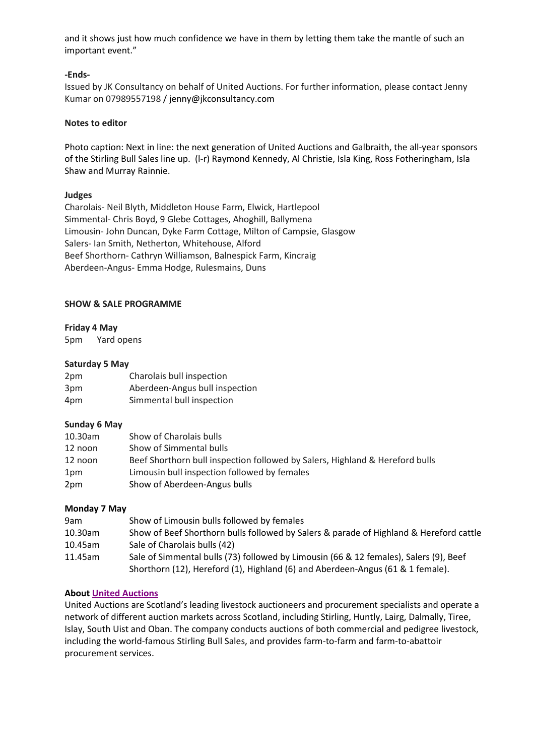and it shows just how much confidence we have in them by letting them take the mantle of such an important event."

**-Ends-**

Issued by JK Consultancy on behalf of United Auctions. For further information, please contact Jenny Kumar on 07989557198 / jenny@jkconsultancy.com

**Notes to editor**

Photo caption: Next in line: the next generation of United Auctions and Galbraith, the all-year sponsors of the Stirling Bull Sales line up. (l-r) Raymond Kennedy, Al Christie, Isla King, Ross Fotheringham, Isla Shaw and Murray Rainnie.

**Judges**

Charolais- Neil Blyth, Middleton House Farm, Elwick, Hartlepool
Simmental- Chris Boyd, 9 Glebe Cottages, Ahoghill, Ballymena
Limousin- John Duncan, Dyke Farm Cottage, Milton of Campsie, Glasgow
Salers- Ian Smith, Netherton, Whitehouse, Alford
Beef Shorthorn- Cathryn Williamson, Balnespick Farm, Kincraig
Aberdeen-Angus- Emma Hodge, Rulesmains, Duns

**SHOW & SALE PROGRAMME**

**Friday 4 May**

| | |
|---|---|
| 5pm | Yard opens |

**Saturday 5 May**

| | |
|---|---|
| 2pm | Charolais bull inspection |
| 3pm | Aberdeen-Angus bull inspection |
| 4pm | Simmental bull inspection |

**Sunday 6 May**

| | |
|---|---|
| 10.30am | Show of Charolais bulls |
| 12 noon | Show of Simmental bulls |
| 12 noon | Beef Shorthorn bull inspection followed by Salers, Highland & Hereford bulls |
| 1pm | Limousin bull inspection followed by females |
| 2pm | Show of Aberdeen-Angus bulls |

**Monday 7 May**

| | |
|---|---|
| 9am | Show of Limousin bulls followed by females |
| 10.30am | Show of Beef Shorthorn bulls followed by Salers & parade of Highland & Hereford cattle |
| 10.45am | Sale of Charolais bulls (42) |
| 11.45am | Sale of Simmental bulls (73) followed by Limousin (66 & 12 females), Salers (9), Beef Shorthorn (12), Hereford (1), Highland (6) and Aberdeen-Angus (61 & 1 female). |

**About United Auctions**

United Auctions are Scotland's leading livestock auctioneers and procurement specialists and operate a network of different auction markets across Scotland, including Stirling, Huntly, Lairg, Dalmally, Tiree, Islay, South Uist and Oban. The company conducts auctions of both commercial and pedigree livestock, including the world-famous Stirling Bull Sales, and provides farm-to-farm and farm-to-abattoir procurement services.